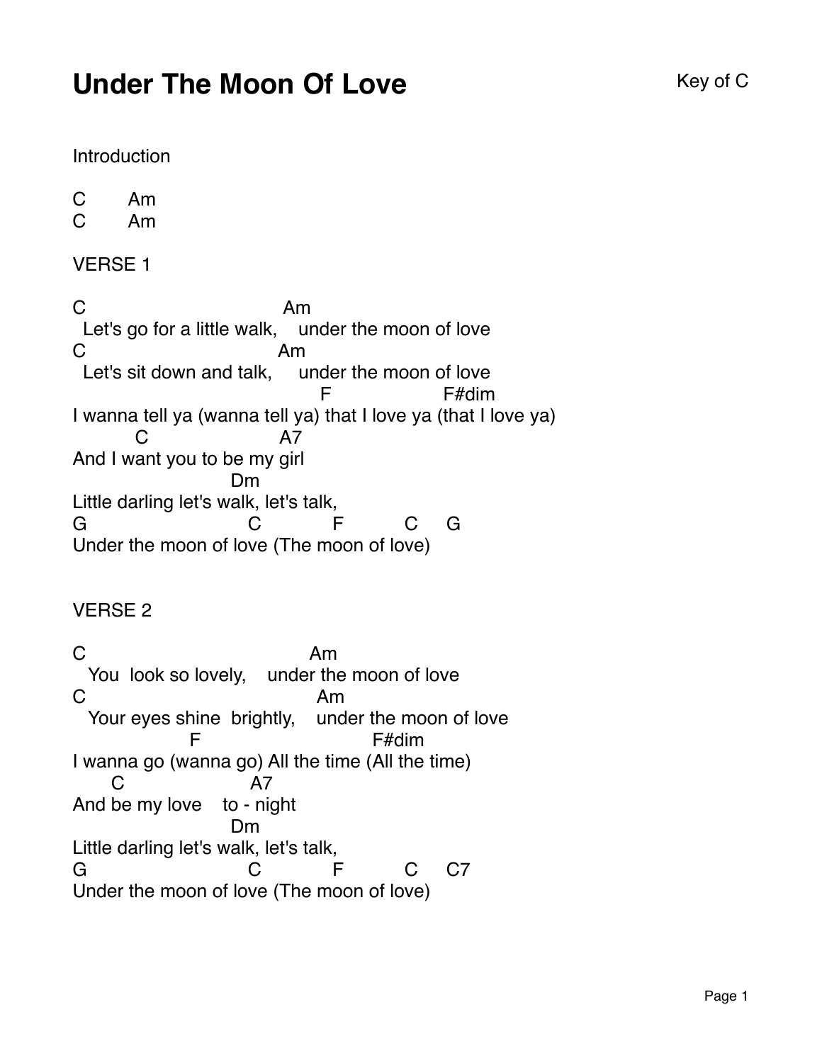# Under The Moon Of Love

Key of C

Introduction

```
C        Am
C        Am
```

VERSE 1

```
C                                   Am
  Let's go for a little walk,    under the moon of love
C                                  Am
  Let's sit down and talk,      under the moon of love
                                          F                    F#dim
I wanna tell ya (wanna tell ya) that I love ya (that I love ya)
           C                       A7
And I want you to be my girl
                           Dm
Little darling let's walk, let's talk,
G                             C              F            C      G
Under the moon of love (The moon of love)
```

VERSE 2

```
C                                        Am
   You  look so lovely,    under the moon of love
C                                         Am
   Your eyes shine  brightly,    under the moon of love
                   F                             F#dim
I wanna go (wanna go) All the time (All the time)
       C                      A7
And be my love    to - night
                           Dm
Little darling let's walk, let's talk,
G                             C              F            C      C7
Under the moon of love (The moon of love)
```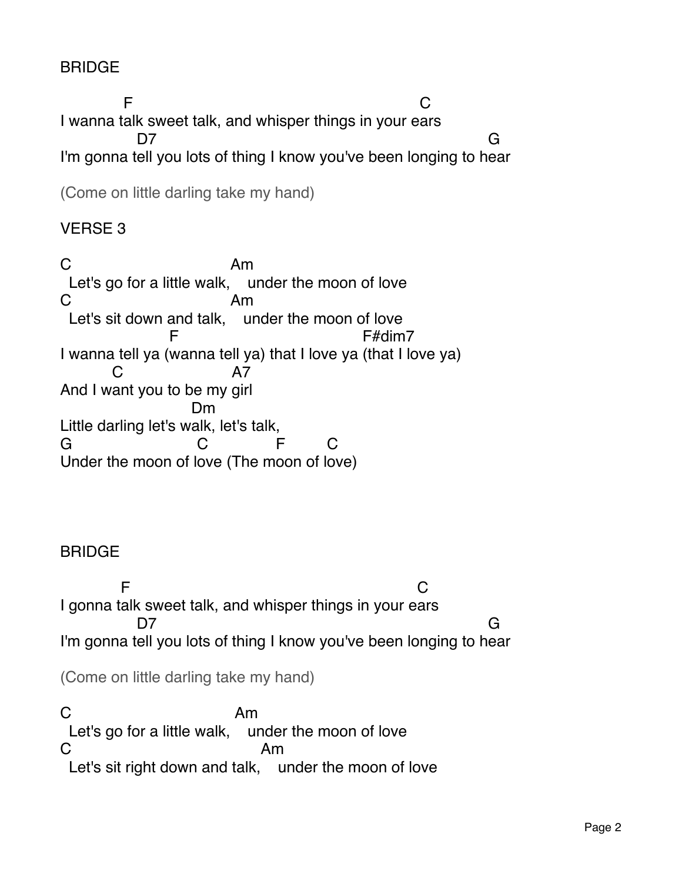BRIDGE

```
            F                                                   C
I wanna talk sweet talk, and whisper things in your ears
              D7                                                        G
I'm gonna tell you lots of thing I know you've been longing to hear
```

(Come on little darling take my hand)

VERSE 3

```
C                            Am
  Let's go for a little walk,    under the moon of love
C                            Am
  Let's sit down and talk,    under the moon of love
                      F                            F#dim7
I wanna tell ya (wanna tell ya) that I love ya (that I love ya)
         C                   A7
And I want you to be my girl
                          Dm
Little darling let's walk, let's talk,
G                         C             F        C
Under the moon of love (The moon of love)
```

BRIDGE

```
           F                                                    C
I gonna talk sweet talk, and whisper things in your ears
              D7                                                        G
I'm gonna tell you lots of thing I know you've been longing to hear
```

(Come on little darling take my hand)

```
C                             Am
  Let's go for a little walk,    under the moon of love
C                                  Am
  Let's sit right down and talk,    under the moon of love
```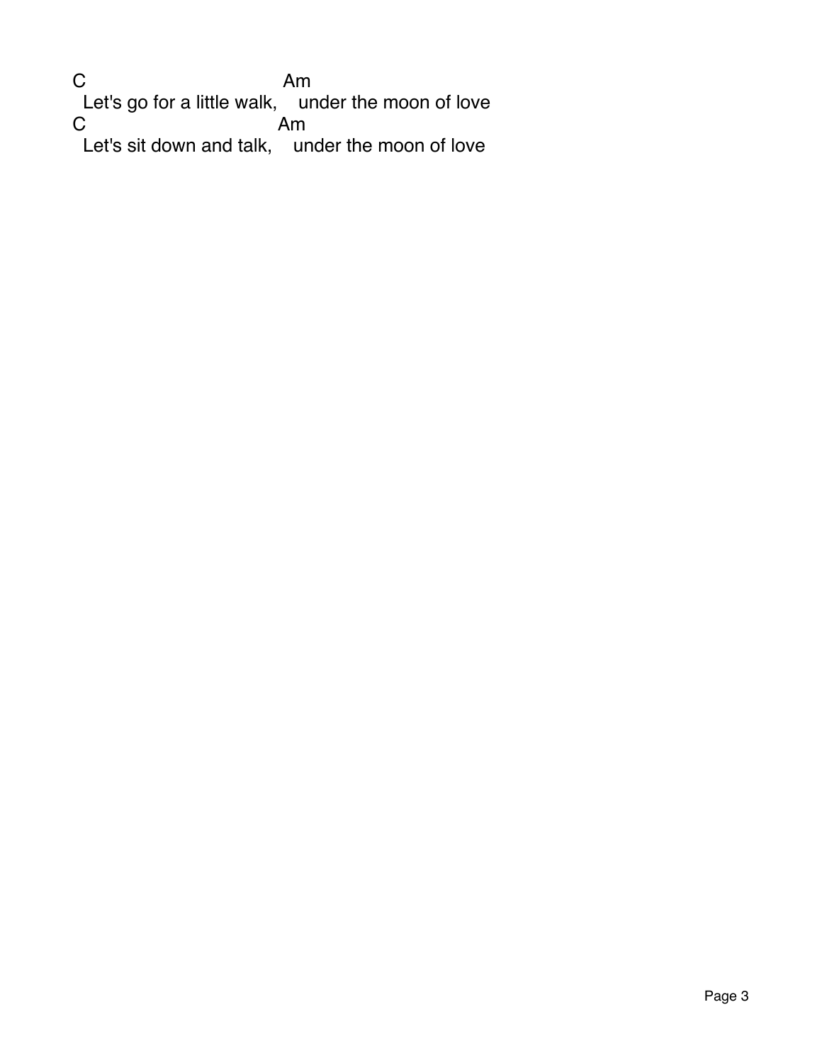```
C                              Am
  Let's go for a little walk,    under the moon of love
C                             Am
  Let's sit down and talk,    under the moon of love
```